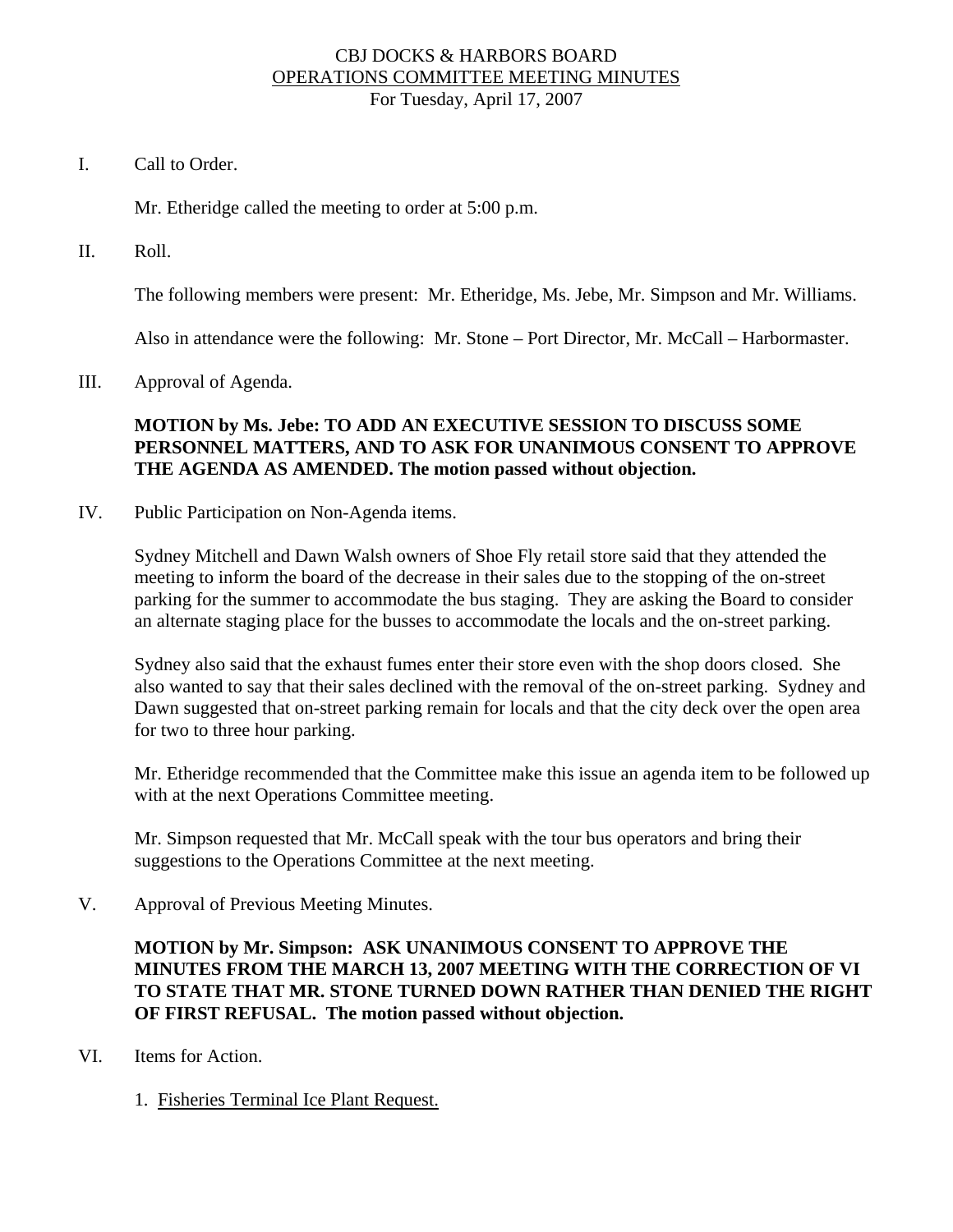# CBJ DOCKS & HARBORS BOARD

## OPERATIONS COMMITTEE MEETING MINUTES

For Tuesday, April 17, 2007

I. Call to Order.

Mr. Etheridge called the meeting to order at 5:00 p.m.

II. Roll.

The following members were present: Mr. Etheridge, Ms. Jebe, Mr. Simpson and Mr. Williams.

Also in attendance were the following: Mr. Stone – Port Director, Mr. McCall – Harbormaster.

III. Approval of Agenda.

**MOTION by Ms. Jebe: TO ADD AN EXECUTIVE SESSION TO DISCUSS SOME PERSONNEL MATTERS, AND TO ASK FOR UNANIMOUS CONSENT TO APPROVE THE AGENDA AS AMENDED. The motion passed without objection.**

IV. Public Participation on Non-Agenda items.

Sydney Mitchell and Dawn Walsh owners of Shoe Fly retail store said that they attended the meeting to inform the board of the decrease in their sales due to the stopping of the on-street parking for the summer to accommodate the bus staging. They are asking the Board to consider an alternate staging place for the busses to accommodate the locals and the on-street parking.

Sydney also said that the exhaust fumes enter their store even with the shop doors closed. She also wanted to say that their sales declined with the removal of the on-street parking. Sydney and Dawn suggested that on-street parking remain for locals and that the city deck over the open area for two to three hour parking.

Mr. Etheridge recommended that the Committee make this issue an agenda item to be followed up with at the next Operations Committee meeting.

Mr. Simpson requested that Mr. McCall speak with the tour bus operators and bring their suggestions to the Operations Committee at the next meeting.

V. Approval of Previous Meeting Minutes.

**MOTION by Mr. Simpson: ASK UNANIMOUS CONSENT TO APPROVE THE MINUTES FROM THE MARCH 13, 2007 MEETING WITH THE CORRECTION OF VI TO STATE THAT MR. STONE TURNED DOWN RATHER THAN DENIED THE RIGHT OF FIRST REFUSAL. The motion passed without objection.**

VI. Items for Action.

1. Fisheries Terminal Ice Plant Request.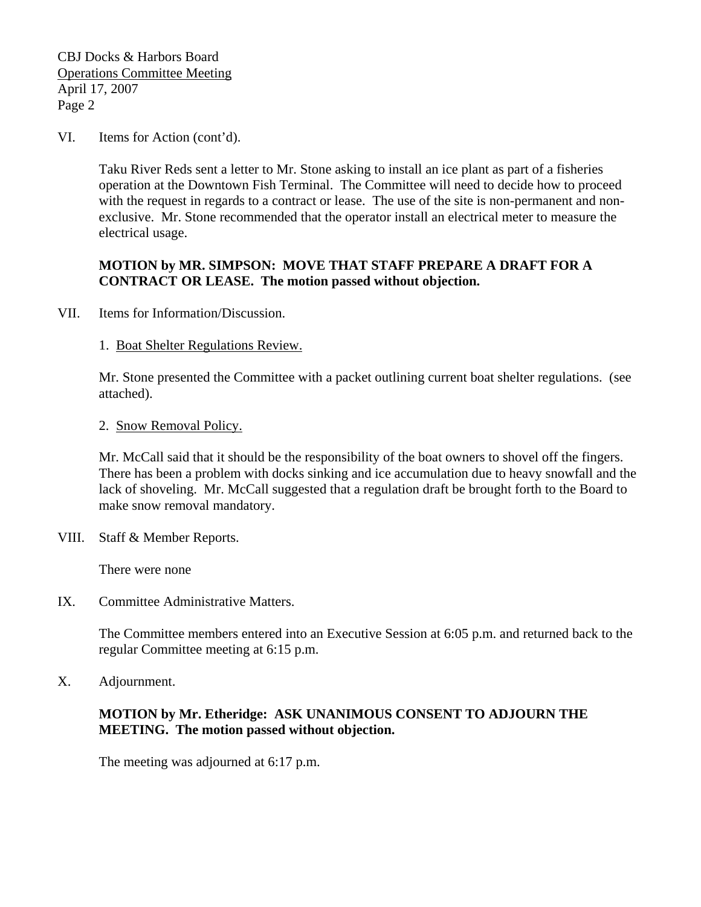VI. Items for Action (cont'd).

Taku River Reds sent a letter to Mr. Stone asking to install an ice plant as part of a fisheries operation at the Downtown Fish Terminal. The Committee will need to decide how to proceed with the request in regards to a contract or lease. The use of the site is non-permanent and non-exclusive. Mr. Stone recommended that the operator install an electrical meter to measure the electrical usage.

**MOTION by MR. SIMPSON: MOVE THAT STAFF PREPARE A DRAFT FOR A CONTRACT OR LEASE. The motion passed without objection.**

VII. Items for Information/Discussion.

1. Boat Shelter Regulations Review.

Mr. Stone presented the Committee with a packet outlining current boat shelter regulations. (see attached).

2. Snow Removal Policy.

Mr. McCall said that it should be the responsibility of the boat owners to shovel off the fingers. There has been a problem with docks sinking and ice accumulation due to heavy snowfall and the lack of shoveling. Mr. McCall suggested that a regulation draft be brought forth to the Board to make snow removal mandatory.

VIII. Staff & Member Reports.

There were none

IX. Committee Administrative Matters.

The Committee members entered into an Executive Session at 6:05 p.m. and returned back to the regular Committee meeting at 6:15 p.m.

X. Adjournment.

**MOTION by Mr. Etheridge: ASK UNANIMOUS CONSENT TO ADJOURN THE MEETING. The motion passed without objection.**

The meeting was adjourned at 6:17 p.m.